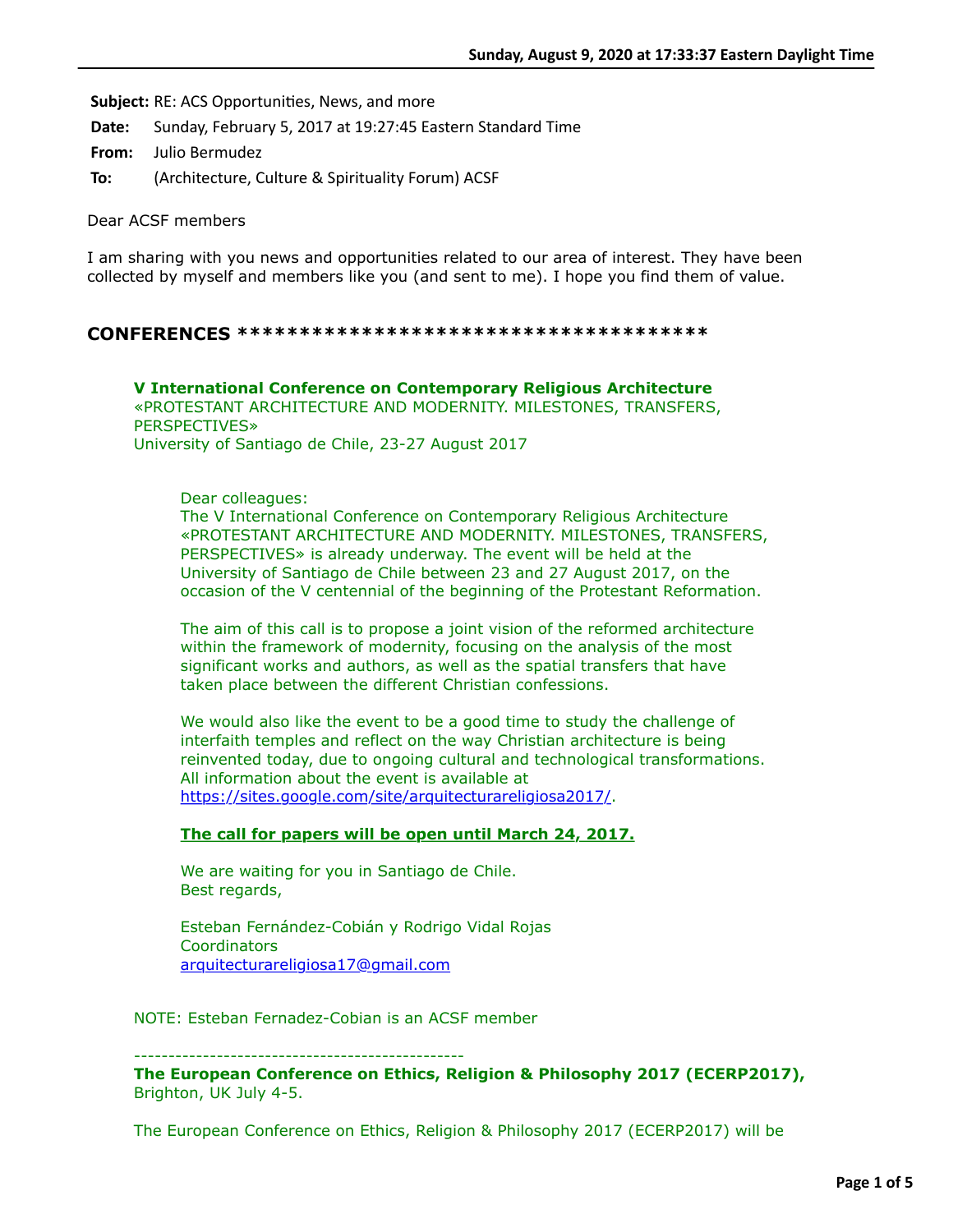**Subject:** RE: ACS Opportunities, News, and more

**Date:** Sunday, February 5, 2017 at 19:27:45 Eastern Standard Time

**From:** Julio Bermudez

**To:** (Architecture, Culture & Spirituality Forum) ACSF

Dear ACSF members

I am sharing with you news and opportunities related to our area of interest. They have been collected by myself and members like you (and sent to me). I hope you find them of value.

## CONFERENCES ****************************************

**V International Conference on Contemporary Religious Architecture**
«PROTESTANT ARCHITECTURE AND MODERNITY. MILESTONES, TRANSFERS, PERSPECTIVES»
University of Santiago de Chile, 23-27 August 2017

> Dear colleagues:
> The V International Conference on Contemporary Religious Architecture «PROTESTANT ARCHITECTURE AND MODERNITY. MILESTONES, TRANSFERS, PERSPECTIVES» is already underway. The event will be held at the University of Santiago de Chile between 23 and 27 August 2017, on the occasion of the V centennial of the beginning of the Protestant Reformation.
>
> The aim of this call is to propose a joint vision of the reformed architecture within the framework of modernity, focusing on the analysis of the most significant works and authors, as well as the spatial transfers that have taken place between the different Christian confessions.
>
> We would also like the event to be a good time to study the challenge of interfaith temples and reflect on the way Christian architecture is being reinvented today, due to ongoing cultural and technological transformations. All information about the event is available at https://sites.google.com/site/arquitecturareligiosa2017/.
>
> **The call for papers will be open until March 24, 2017.**
>
> We are waiting for you in Santiago de Chile.
> Best regards,
>
> Esteban Fernández-Cobián y Rodrigo Vidal Rojas
> Coordinators
> arquitecturareligiosa17@gmail.com

NOTE: Esteban Fernadez-Cobian is an ACSF member

-----------------------------------------------

**The European Conference on Ethics, Religion & Philosophy 2017 (ECERP2017),** Brighton, UK July 4-5.

The European Conference on Ethics, Religion & Philosophy 2017 (ECERP2017) will be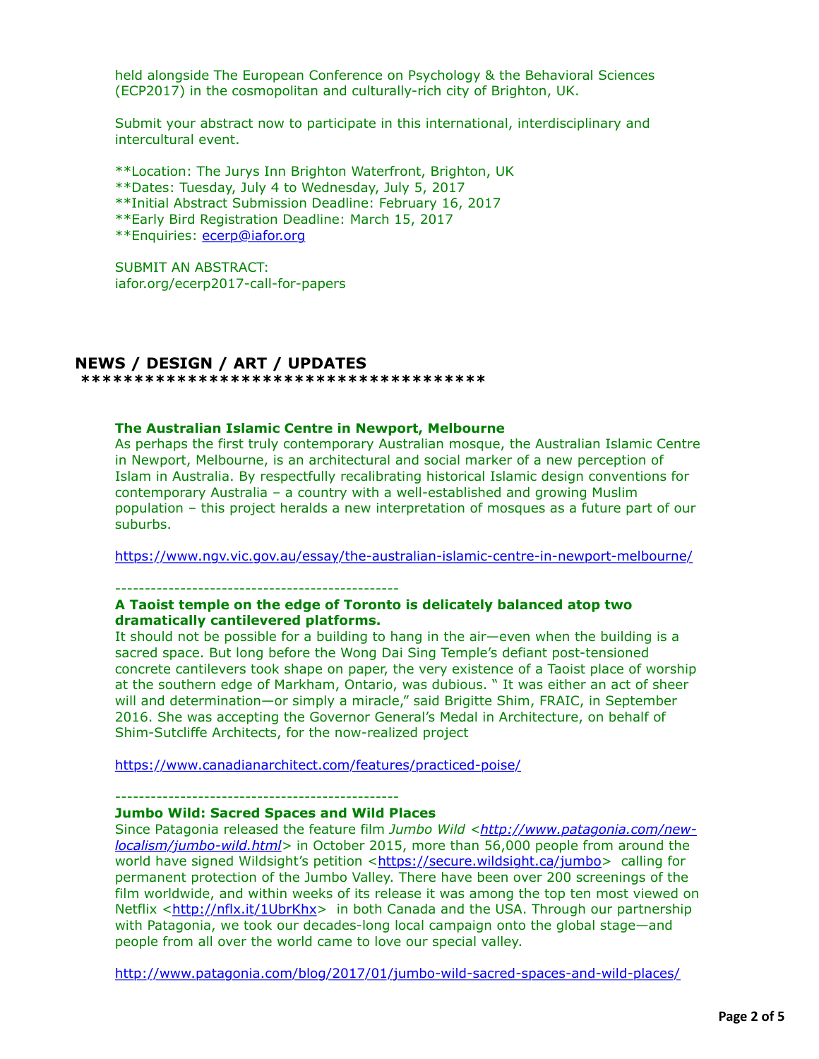held alongside The European Conference on Psychology & the Behavioral Sciences (ECP2017) in the cosmopolitan and culturally-rich city of Brighton, UK.

Submit your abstract now to participate in this international, interdisciplinary and intercultural event.

**Location: The Jurys Inn Brighton Waterfront, Brighton, UK
**Dates: Tuesday, July 4 to Wednesday, July 5, 2017
**Initial Abstract Submission Deadline: February 16, 2017
**Early Bird Registration Deadline: March 15, 2017
**Enquiries: ecerp@iafor.org

SUBMIT AN ABSTRACT:
iafor.org/ecerp2017-call-for-papers

## NEWS / DESIGN / ART / UPDATES

**************************************

**The Australian Islamic Centre in Newport, Melbourne**
As perhaps the first truly contemporary Australian mosque, the Australian Islamic Centre in Newport, Melbourne, is an architectural and social marker of a new perception of Islam in Australia. By respectfully recalibrating historical Islamic design conventions for contemporary Australia – a country with a well-established and growing Muslim population – this project heralds a new interpretation of mosques as a future part of our suburbs.

https://www.ngv.vic.gov.au/essay/the-australian-islamic-centre-in-newport-melbourne/

------------------------------------------------

**A Taoist temple on the edge of Toronto is delicately balanced atop two dramatically cantilevered platforms.**
It should not be possible for a building to hang in the air—even when the building is a sacred space. But long before the Wong Dai Sing Temple's defiant post-tensioned concrete cantilevers took shape on paper, the very existence of a Taoist place of worship at the southern edge of Markham, Ontario, was dubious. " It was either an act of sheer will and determination—or simply a miracle," said Brigitte Shim, FRAIC, in September 2016. She was accepting the Governor General's Medal in Architecture, on behalf of Shim-Sutcliffe Architects, for the now-realized project

https://www.canadianarchitect.com/features/practiced-poise/

------------------------------------------------

**Jumbo Wild: Sacred Spaces and Wild Places**
Since Patagonia released the feature film *Jumbo Wild <http://www.patagonia.com/new-localism/jumbo-wild.html>* in October 2015, more than 56,000 people from around the world have signed Wildsight's petition <https://secure.wildsight.ca/jumbo> calling for permanent protection of the Jumbo Valley. There have been over 200 screenings of the film worldwide, and within weeks of its release it was among the top ten most viewed on Netflix <http://nflx.it/1UbrKhx> in both Canada and the USA. Through our partnership with Patagonia, we took our decades-long local campaign onto the global stage—and people from all over the world came to love our special valley.

http://www.patagonia.com/blog/2017/01/jumbo-wild-sacred-spaces-and-wild-places/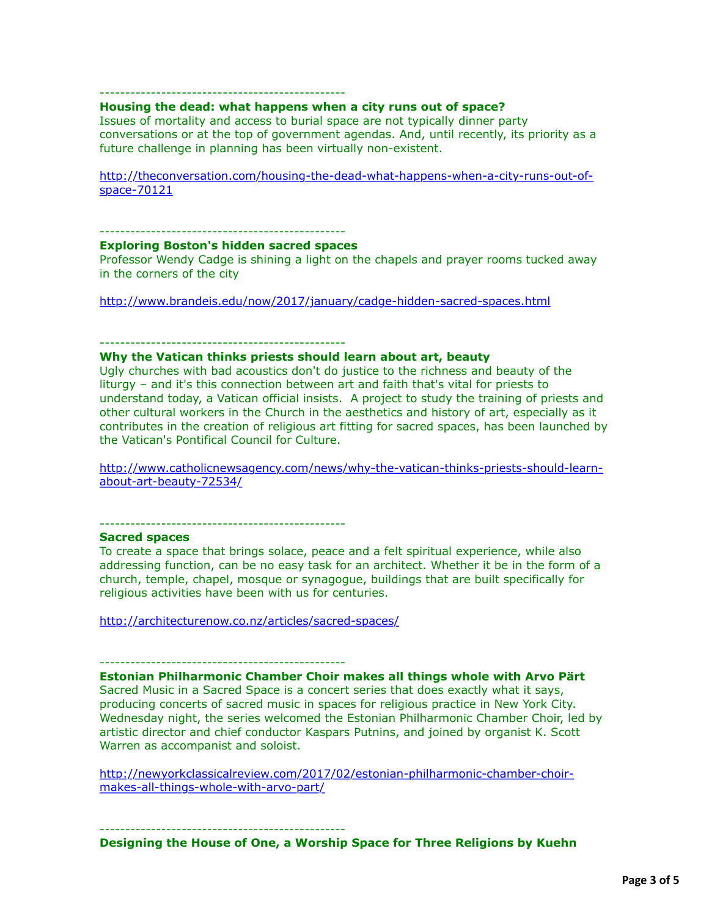-----------------------------------------------

**Housing the dead: what happens when a city runs out of space?**
Issues of mortality and access to burial space are not typically dinner party conversations or at the top of government agendas. And, until recently, its priority as a future challenge in planning has been virtually non-existent.

http://theconversation.com/housing-the-dead-what-happens-when-a-city-runs-out-of-space-70121

-----------------------------------------------

**Exploring Boston's hidden sacred spaces**
Professor Wendy Cadge is shining a light on the chapels and prayer rooms tucked away in the corners of the city

http://www.brandeis.edu/now/2017/january/cadge-hidden-sacred-spaces.html

-----------------------------------------------

**Why the Vatican thinks priests should learn about art, beauty**
Ugly churches with bad acoustics don't do justice to the richness and beauty of the liturgy – and it's this connection between art and faith that's vital for priests to understand today, a Vatican official insists. A project to study the training of priests and other cultural workers in the Church in the aesthetics and history of art, especially as it contributes in the creation of religious art fitting for sacred spaces, has been launched by the Vatican's Pontifical Council for Culture.

http://www.catholicnewsagency.com/news/why-the-vatican-thinks-priests-should-learn-about-art-beauty-72534/

-----------------------------------------------

**Sacred spaces**
To create a space that brings solace, peace and a felt spiritual experience, while also addressing function, can be no easy task for an architect. Whether it be in the form of a church, temple, chapel, mosque or synagogue, buildings that are built specifically for religious activities have been with us for centuries.

http://architecturenow.co.nz/articles/sacred-spaces/

-----------------------------------------------

**Estonian Philharmonic Chamber Choir makes all things whole with Arvo Pärt**
Sacred Music in a Sacred Space is a concert series that does exactly what it says, producing concerts of sacred music in spaces for religious practice in New York City. Wednesday night, the series welcomed the Estonian Philharmonic Chamber Choir, led by artistic director and chief conductor Kaspars Putnins, and joined by organist K. Scott Warren as accompanist and soloist.

http://newyorkclassicalreview.com/2017/02/estonian-philharmonic-chamber-choir-makes-all-things-whole-with-arvo-part/

-----------------------------------------------

**Designing the House of One, a Worship Space for Three Religions by Kuehn**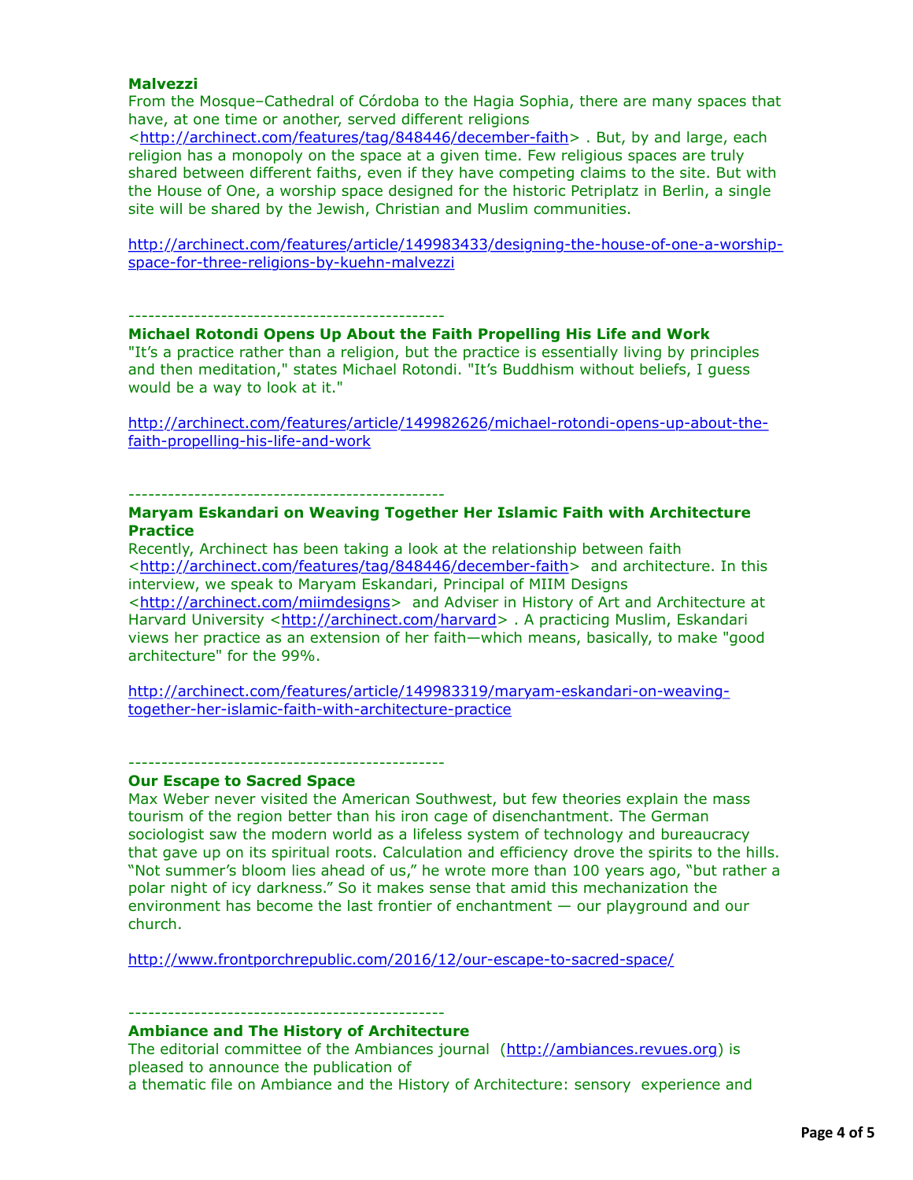**Malvezzi**

From the Mosque–Cathedral of Córdoba to the Hagia Sophia, there are many spaces that have, at one time or another, served different religions <http://archinect.com/features/tag/848446/december-faith> . But, by and large, each religion has a monopoly on the space at a given time. Few religious spaces are truly shared between different faiths, even if they have competing claims to the site. But with the House of One, a worship space designed for the historic Petriplatz in Berlin, a single site will be shared by the Jewish, Christian and Muslim communities.

http://archinect.com/features/article/149983433/designing-the-house-of-one-a-worship-space-for-three-religions-by-kuehn-malvezzi

------------------------------------------------

**Michael Rotondi Opens Up About the Faith Propelling His Life and Work**

"It's a practice rather than a religion, but the practice is essentially living by principles and then meditation," states Michael Rotondi. "It's Buddhism without beliefs, I guess would be a way to look at it."

http://archinect.com/features/article/149982626/michael-rotondi-opens-up-about-the-faith-propelling-his-life-and-work

------------------------------------------------

**Maryam Eskandari on Weaving Together Her Islamic Faith with Architecture Practice**

Recently, Archinect has been taking a look at the relationship between faith <http://archinect.com/features/tag/848446/december-faith> and architecture. In this interview, we speak to Maryam Eskandari, Principal of MIIM Designs <http://archinect.com/miimdesigns> and Adviser in History of Art and Architecture at Harvard University <http://archinect.com/harvard> . A practicing Muslim, Eskandari views her practice as an extension of her faith—which means, basically, to make "good architecture" for the 99%.

http://archinect.com/features/article/149983319/maryam-eskandari-on-weaving-together-her-islamic-faith-with-architecture-practice

------------------------------------------------

**Our Escape to Sacred Space**

Max Weber never visited the American Southwest, but few theories explain the mass tourism of the region better than his iron cage of disenchantment. The German sociologist saw the modern world as a lifeless system of technology and bureaucracy that gave up on its spiritual roots. Calculation and efficiency drove the spirits to the hills. "Not summer's bloom lies ahead of us," he wrote more than 100 years ago, "but rather a polar night of icy darkness." So it makes sense that amid this mechanization the environment has become the last frontier of enchantment — our playground and our church.

http://www.frontporchrepublic.com/2016/12/our-escape-to-sacred-space/

------------------------------------------------

**Ambiance and The History of Architecture**

The editorial committee of the Ambiances journal (http://ambiances.revues.org) is pleased to announce the publication of
a thematic file on Ambiance and the History of Architecture: sensory experience and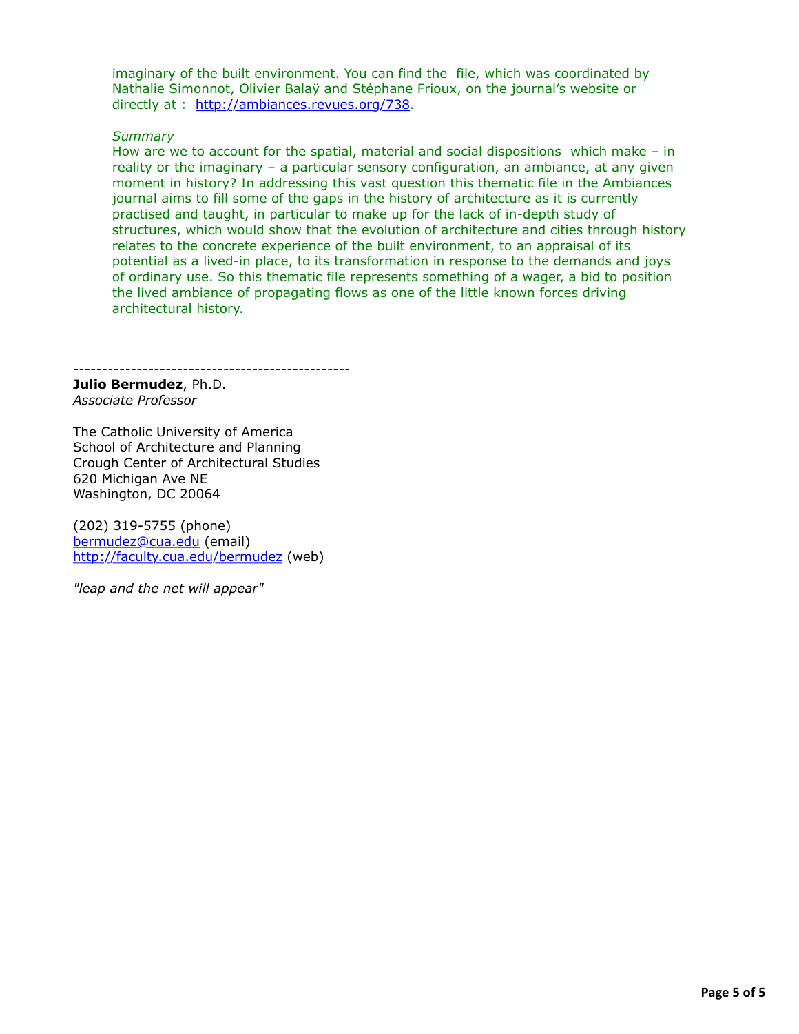imaginary of the built environment. You can find the  file, which was coordinated by Nathalie Simonnot, Olivier Balaÿ and Stéphane Frioux, on the journal's website or directly at :  [http://ambiances.revues.org/738](http://ambiances.revues.org/738).

*Summary*

How are we to account for the spatial, material and social dispositions  which make – in reality or the imaginary – a particular sensory configuration, an ambiance, at any given moment in history? In addressing this vast question this thematic file in the Ambiances journal aims to fill some of the gaps in the history of architecture as it is currently practised and taught, in particular to make up for the lack of in-depth study of structures, which would show that the evolution of architecture and cities through history relates to the concrete experience of the built environment, to an appraisal of its potential as a lived-in place, to its transformation in response to the demands and joys of ordinary use. So this thematic file represents something of a wager, a bid to position the lived ambiance of propagating flows as one of the little known forces driving architectural history.

------------------------------------------------

**Julio Bermudez**, Ph.D.
*Associate Professor*

The Catholic University of America
School of Architecture and Planning
Crough Center of Architectural Studies
620 Michigan Ave NE
Washington, DC 20064

(202) 319-5755 (phone)
[bermudez@cua.edu](mailto:bermudez@cua.edu) (email)
[http://faculty.cua.edu/bermudez](http://faculty.cua.edu/bermudez) (web)

*"leap and the net will appear"*